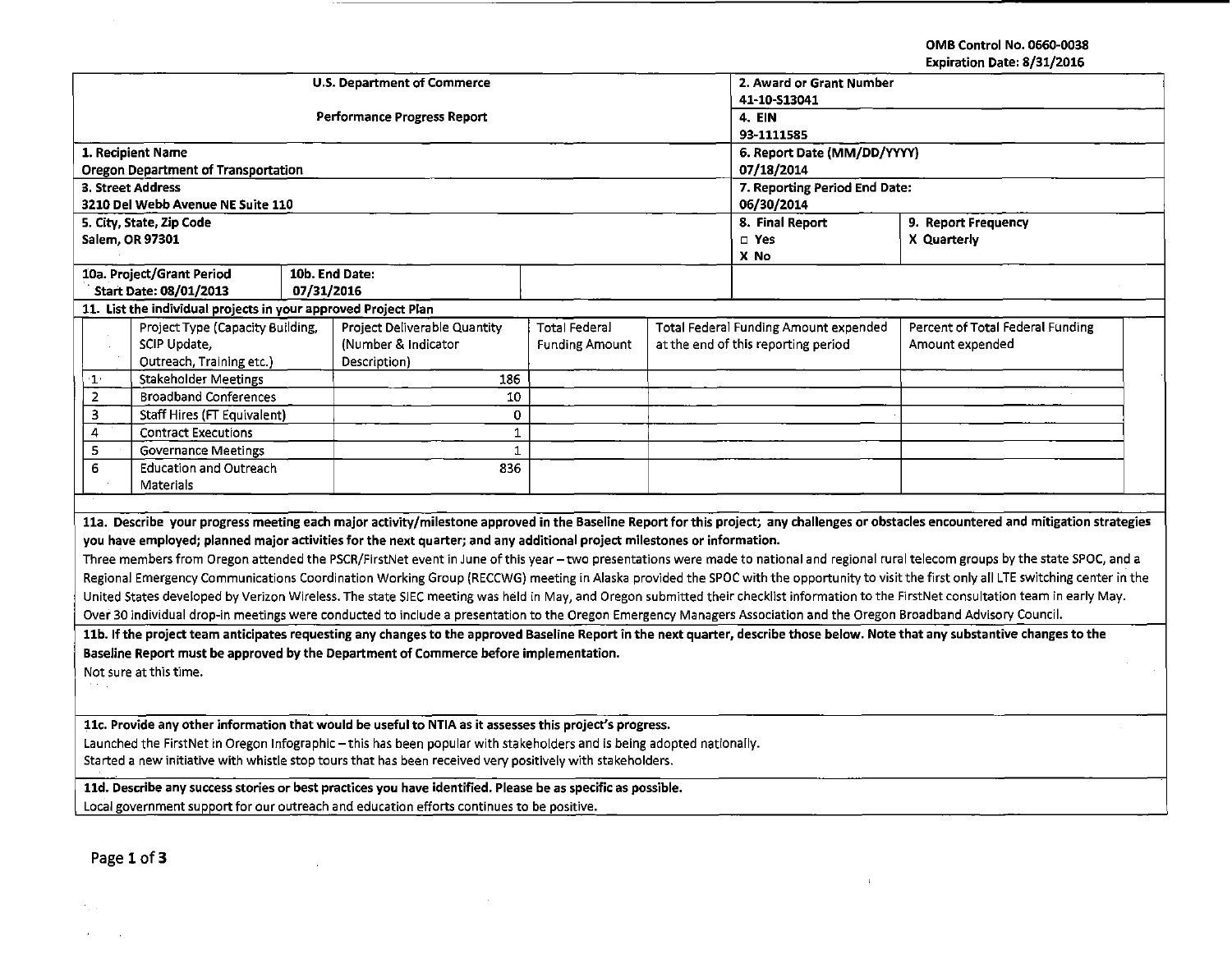OMB Control No. 0660-0038
Expiration Date: 8/31/2016

| U.S. Department of Commerce | 2. Award or Grant Number |
|---|---|
| Performance Progress Report | 41-10-S13041 |
| | 4. EIN: 93-1111585 |
| 1. Recipient Name: Oregon Department of Transportation | 6. Report Date (MM/DD/YYYY): 07/18/2014 |
| 3. Street Address: 3210 Del Webb Avenue NE Suite 110 | 7. Reporting Period End Date: 06/30/2014 |
| 5. City, State, Zip Code: Salem, OR 97301 | 8. Final Report: □ Yes X No / 9. Report Frequency: X Quarterly |
| 10a. Project/Grant Period Start Date: 08/01/2013 | 10b. End Date: 07/31/2016 |

**11. List the individual projects in your approved Project Plan**

| | Project Type (Capacity Building, SCIP Update, Outreach, Training etc.) | Project Deliverable Quantity (Number & Indicator Description) | Total Federal Funding Amount | Total Federal Funding Amount expended at the end of this reporting period | Percent of Total Federal Funding Amount expended |
|---|---|---|---|---|---|
| 1 | Stakeholder Meetings | 186 | | | |
| 2 | Broadband Conferences | 10 | | | |
| 3 | Staff Hires (FT Equivalent) | 0 | | | |
| 4 | Contract Executions | 1 | | | |
| 5 | Governance Meetings | 1 | | | |
| 6 | Education and Outreach Materials | 836 | | | |

**11a. Describe your progress meeting each major activity/milestone approved in the Baseline Report for this project; any challenges or obstacles encountered and mitigation strategies you have employed; planned major activities for the next quarter; and any additional project milestones or information.**

Three members from Oregon attended the PSCR/FirstNet event in June of this year – two presentations were made to national and regional rural telecom groups by the state SPOC, and a Regional Emergency Communications Coordination Working Group (RECCWG) meeting in Alaska provided the SPOC with the opportunity to visit the first only all LTE switching center in the United States developed by Verizon Wireless. The state SIEC meeting was held in May, and Oregon submitted their checklist information to the FirstNet consultation team in early May. Over 30 individual drop-in meetings were conducted to include a presentation to the Oregon Emergency Managers Association and the Oregon Broadband Advisory Council.

**11b. If the project team anticipates requesting any changes to the approved Baseline Report in the next quarter, describe those below. Note that any substantive changes to the Baseline Report must be approved by the Department of Commerce before implementation.**

Not sure at this time.

**11c. Provide any other information that would be useful to NTIA as it assesses this project's progress.**

Launched the FirstNet in Oregon Infographic – this has been popular with stakeholders and is being adopted nationally.
Started a new initiative with whistle stop tours that has been received very positively with stakeholders.

**11d. Describe any success stories or best practices you have identified. Please be as specific as possible.**

Local government support for our outreach and education efforts continues to be positive.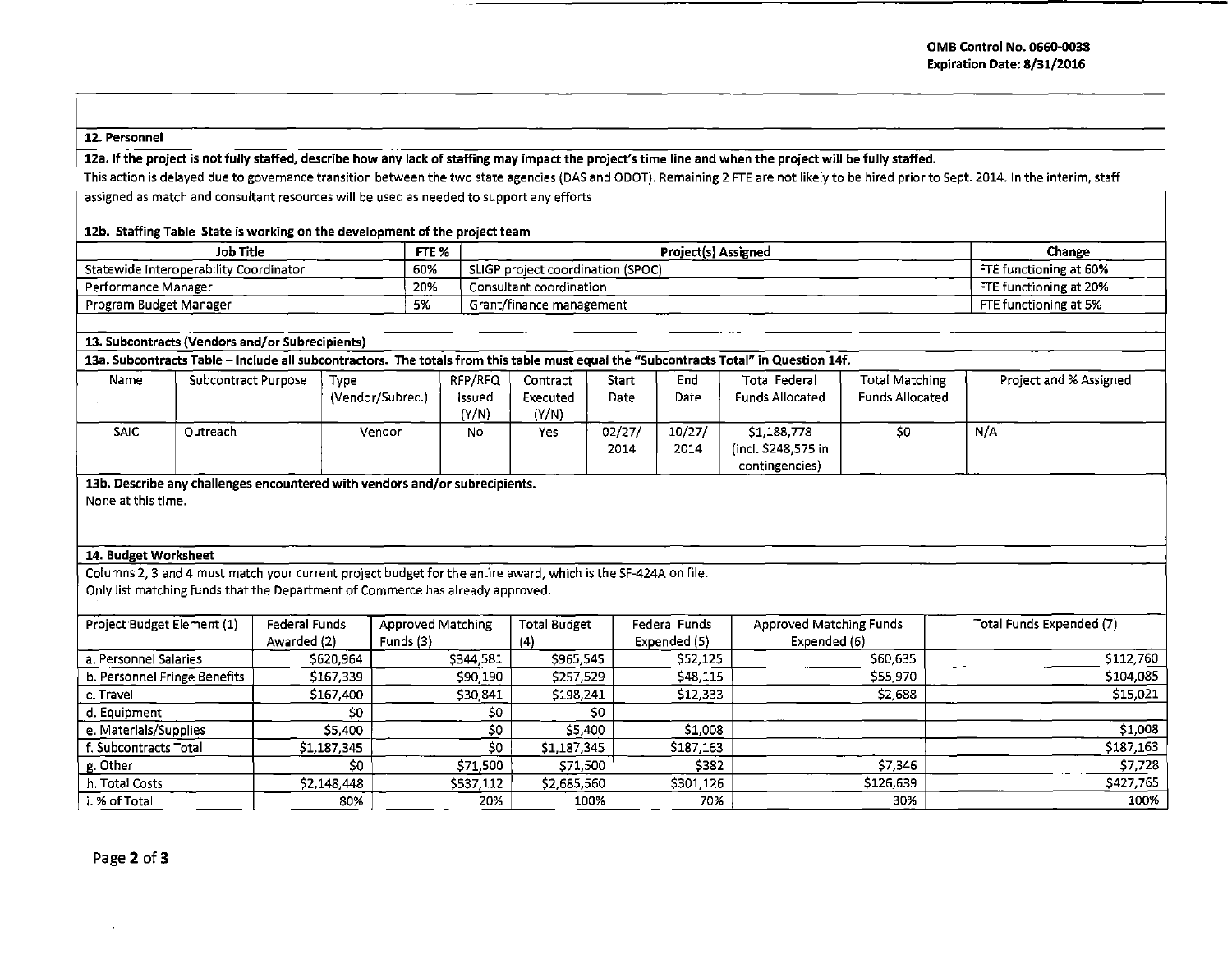OMB Control No. 0660-0038
Expiration Date: 8/31/2016

## 12. Personnel

**12a. If the project is not fully staffed, describe how any lack of staffing may impact the project's time line and when the project will be fully staffed.**

This action is delayed due to governance transition between the two state agencies (DAS and ODOT). Remaining 2 FTE are not likely to be hired prior to Sept. 2014. In the interim, staff assigned as match and consultant resources will be used as needed to support any efforts

**12b. Staffing Table State is working on the development of the project team**

| Job Title | FTE % | Project(s) Assigned | Change |
|---|---|---|---|
| Statewide Interoperability Coordinator | 60% | SLIGP project coordination (SPOC) | FTE functioning at 60% |
| Performance Manager | 20% | Consultant coordination | FTE functioning at 20% |
| Program Budget Manager | 5% | Grant/finance management | FTE functioning at 5% |

## 13. Subcontracts (Vendors and/or Subrecipients)

**13a. Subcontracts Table – Include all subcontractors. The totals from this table must equal the "Subcontracts Total" in Question 14f.**

| Name | Subcontract Purpose | Type (Vendor/Subrec.) | RFP/RFQ Issued (Y/N) | Contract Executed (Y/N) | Start Date | End Date | Total Federal Funds Allocated | Total Matching Funds Allocated | Project and % Assigned |
|---|---|---|---|---|---|---|---|---|---|
| SAIC | Outreach | Vendor | No | Yes | 02/27/2014 | 10/27/2014 | $1,188,778 (incl. $248,575 in contingencies) | $0 | N/A |

**13b. Describe any challenges encountered with vendors and/or subrecipients.**

None at this time.

## 14. Budget Worksheet

Columns 2, 3 and 4 must match your current project budget for the entire award, which is the SF-424A on file.
Only list matching funds that the Department of Commerce has already approved.

| Project Budget Element (1) | Federal Funds Awarded (2) | Approved Matching Funds (3) | Total Budget (4) | Federal Funds Expended (5) | Approved Matching Funds Expended (6) | Total Funds Expended (7) |
|---|---|---|---|---|---|---|
| a. Personnel Salaries | $620,964 | $344,581 | $965,545 | $52,125 | $60,635 | $112,760 |
| b. Personnel Fringe Benefits | $167,339 | $90,190 | $257,529 | $48,115 | $55,970 | $104,085 |
| c. Travel | $167,400 | $30,841 | $198,241 | $12,333 | $2,688 | $15,021 |
| d. Equipment | $0 | $0 | $0 | | | |
| e. Materials/Supplies | $5,400 | $0 | $5,400 | $1,008 | | $1,008 |
| f. Subcontracts Total | $1,187,345 | $0 | $1,187,345 | $187,163 | | $187,163 |
| g. Other | $0 | $71,500 | $71,500 | $382 | $7,346 | $7,728 |
| h. Total Costs | $2,148,448 | $537,112 | $2,685,560 | $301,126 | $126,639 | $427,765 |
| i. % of Total | 80% | 20% | 100% | 70% | 30% | 100% |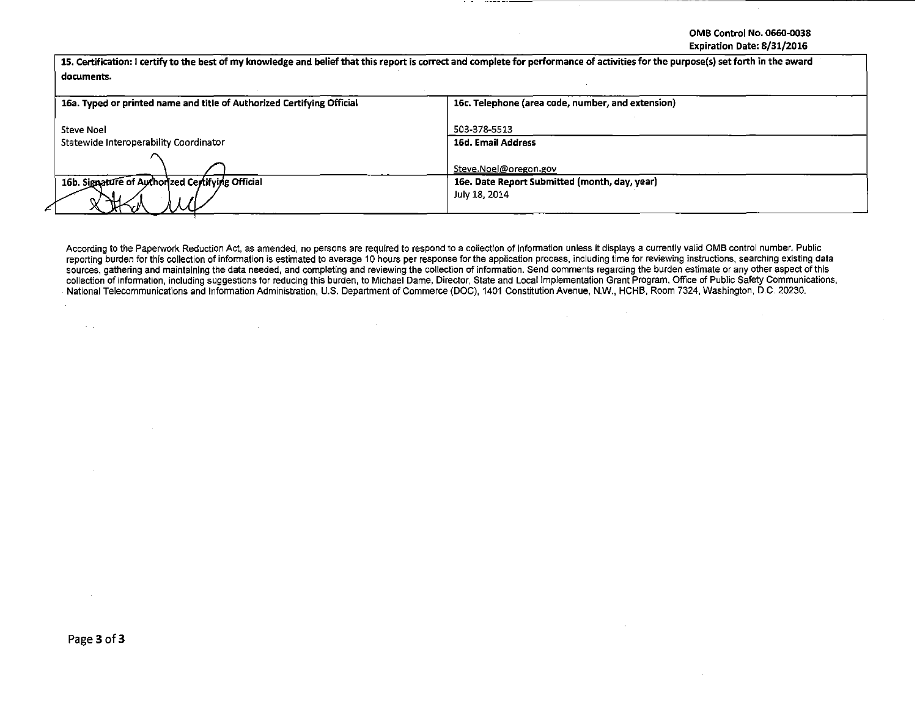OMB Control No. 0660-0038
Expiration Date: 8/31/2016

**15. Certification: I certify to the best of my knowledge and belief that this report is correct and complete for performance of activities for the purpose(s) set forth in the award documents.**

| | |
|---|---|
| **16a. Typed or printed name and title of Authorized Certifying Official**<br><br>Steve Noel<br>Statewide Interoperability Coordinator | **16c. Telephone (area code, number, and extension)**<br><br>503-378-5513 |
| | **16d. Email Address**<br><br>Steve.Noel@oregon.gov |
| **16b. Signature of Authorized Certifying Official** | **16e. Date Report Submitted (month, day, year)**<br>July 18, 2014 |

According to the Paperwork Reduction Act, as amended, no persons are required to respond to a collection of information unless it displays a currently valid OMB control number. Public reporting burden for this collection of information is estimated to average 10 hours per response for the application process, including time for reviewing instructions, searching existing data sources, gathering and maintaining the data needed, and completing and reviewing the collection of information. Send comments regarding the burden estimate or any other aspect of this collection of information, including suggestions for reducing this burden, to Michael Dame, Director, State and Local Implementation Grant Program, Office of Public Safety Communications, National Telecommunications and Information Administration, U.S. Department of Commerce (DOC), 1401 Constitution Avenue, N.W., HCHB, Room 7324, Washington, D.C. 20230.